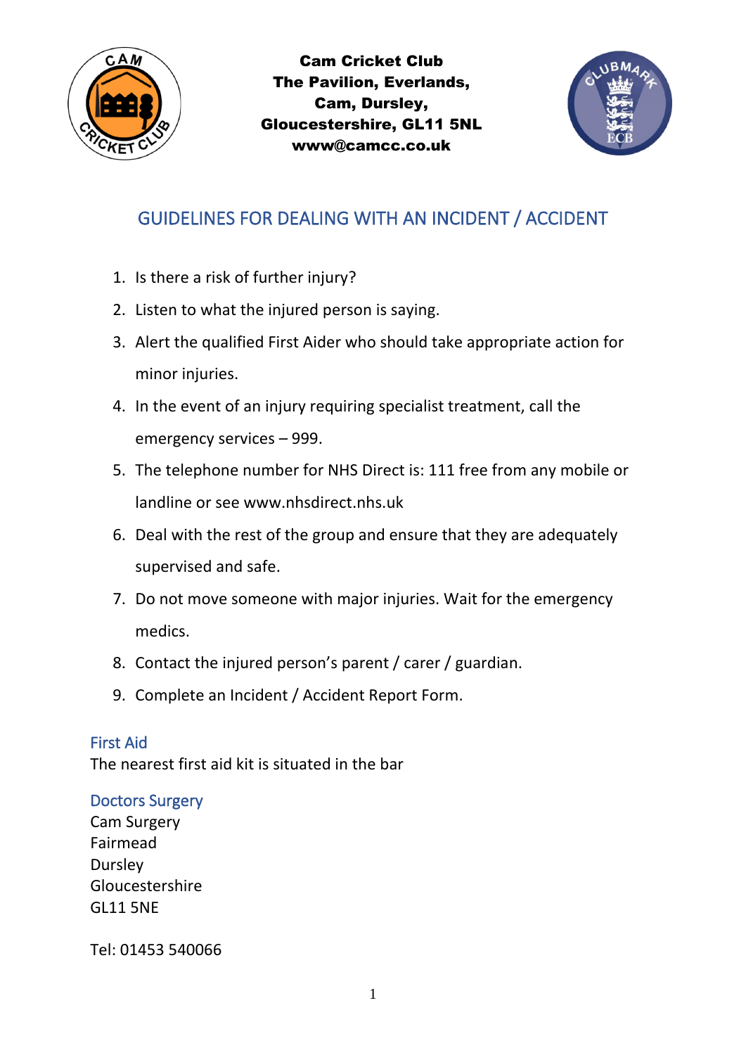**Cam Cricket Club**
**The Pavilion, Everlands,**
**Cam, Dursley,**
**Gloucestershire, GL11 5NL**
**www@camcc.co.uk**

# GUIDELINES FOR DEALING WITH AN INCIDENT / ACCIDENT

1. Is there a risk of further injury?
2. Listen to what the injured person is saying.
3. Alert the qualified First Aider who should take appropriate action for minor injuries.
4. In the event of an injury requiring specialist treatment, call the emergency services – 999.
5. The telephone number for NHS Direct is: 111 free from any mobile or landline or see www.nhsdirect.nhs.uk
6. Deal with the rest of the group and ensure that they are adequately supervised and safe.
7. Do not move someone with major injuries. Wait for the emergency medics.
8. Contact the injured person's parent / carer / guardian.
9. Complete an Incident / Accident Report Form.

## First Aid

The nearest first aid kit is situated in the bar

## Doctors Surgery

Cam Surgery
Fairmead
Dursley
Gloucestershire
GL11 5NE

Tel: 01453 540066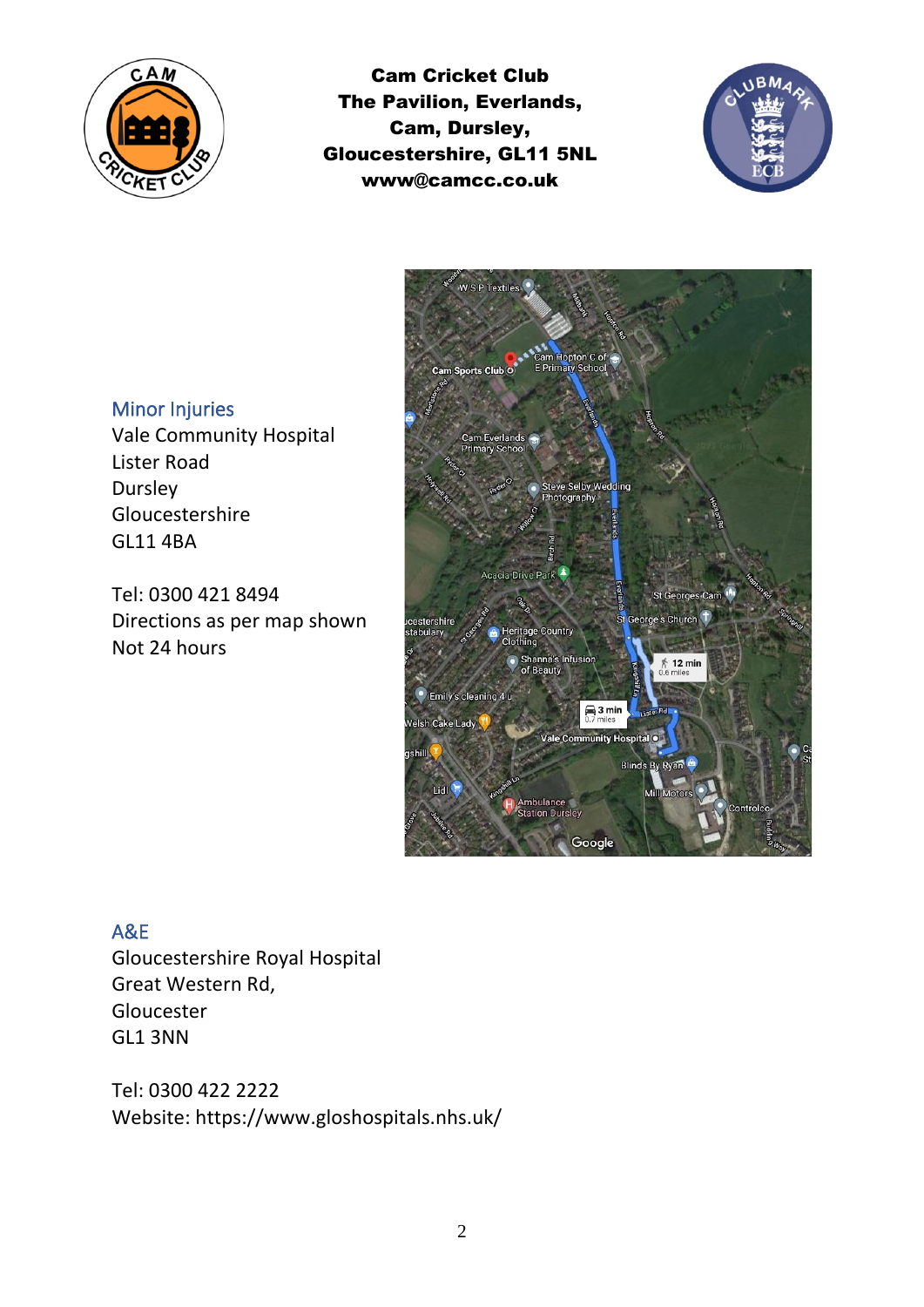**Cam Cricket Club**
**The Pavilion, Everlands,**
**Cam, Dursley,**
**Gloucestershire, GL11 5NL**
**www@camcc.co.uk**

## Minor Injuries

Vale Community Hospital
Lister Road
Dursley
Gloucestershire
GL11 4BA

Tel: 0300 421 8494
Directions as per map shown
Not 24 hours

## A&E

Gloucestershire Royal Hospital
Great Western Rd,
Gloucester
GL1 3NN

Tel: 0300 422 2222
Website: https://www.gloshospitals.nhs.uk/